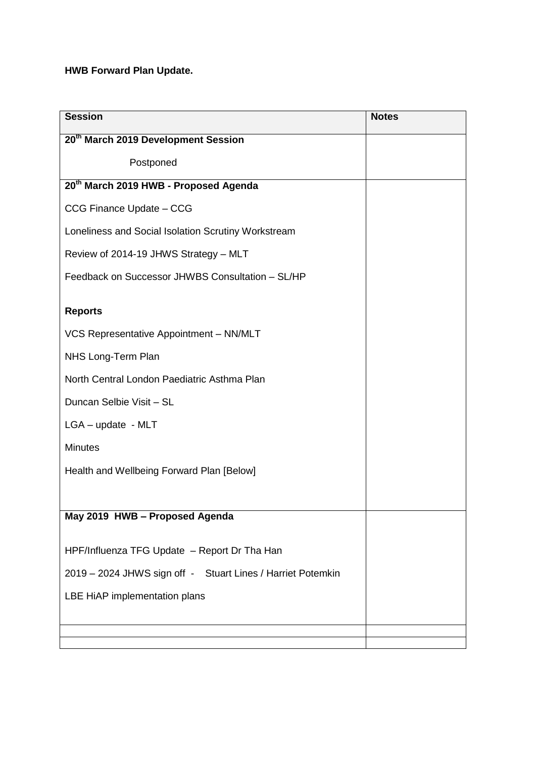**HWB Forward Plan Update.**

| Session | Notes |
|---|---|
| **20th March 2019 Development Session**<br><br>Postponed | |
| **20th March 2019 HWB - Proposed Agenda**<br><br>CCG Finance Update – CCG<br><br>Loneliness and Social Isolation Scrutiny Workstream<br><br>Review of 2014-19 JHWS Strategy – MLT<br><br>Feedback on Successor JHWBS Consultation – SL/HP<br><br>**Reports**<br><br>VCS Representative Appointment – NN/MLT<br><br>NHS Long-Term Plan<br><br>North Central London Paediatric Asthma Plan<br><br>Duncan Selbie Visit – SL<br><br>LGA – update - MLT<br><br>Minutes<br><br>Health and Wellbeing Forward Plan [Below] | |
| **May 2019 HWB – Proposed Agenda**<br><br>HPF/Influenza TFG Update – Report Dr Tha Han<br><br>2019 – 2024 JHWS sign off - Stuart Lines / Harriet Potemkin<br><br>LBE HiAP implementation plans | |
| | |
| | |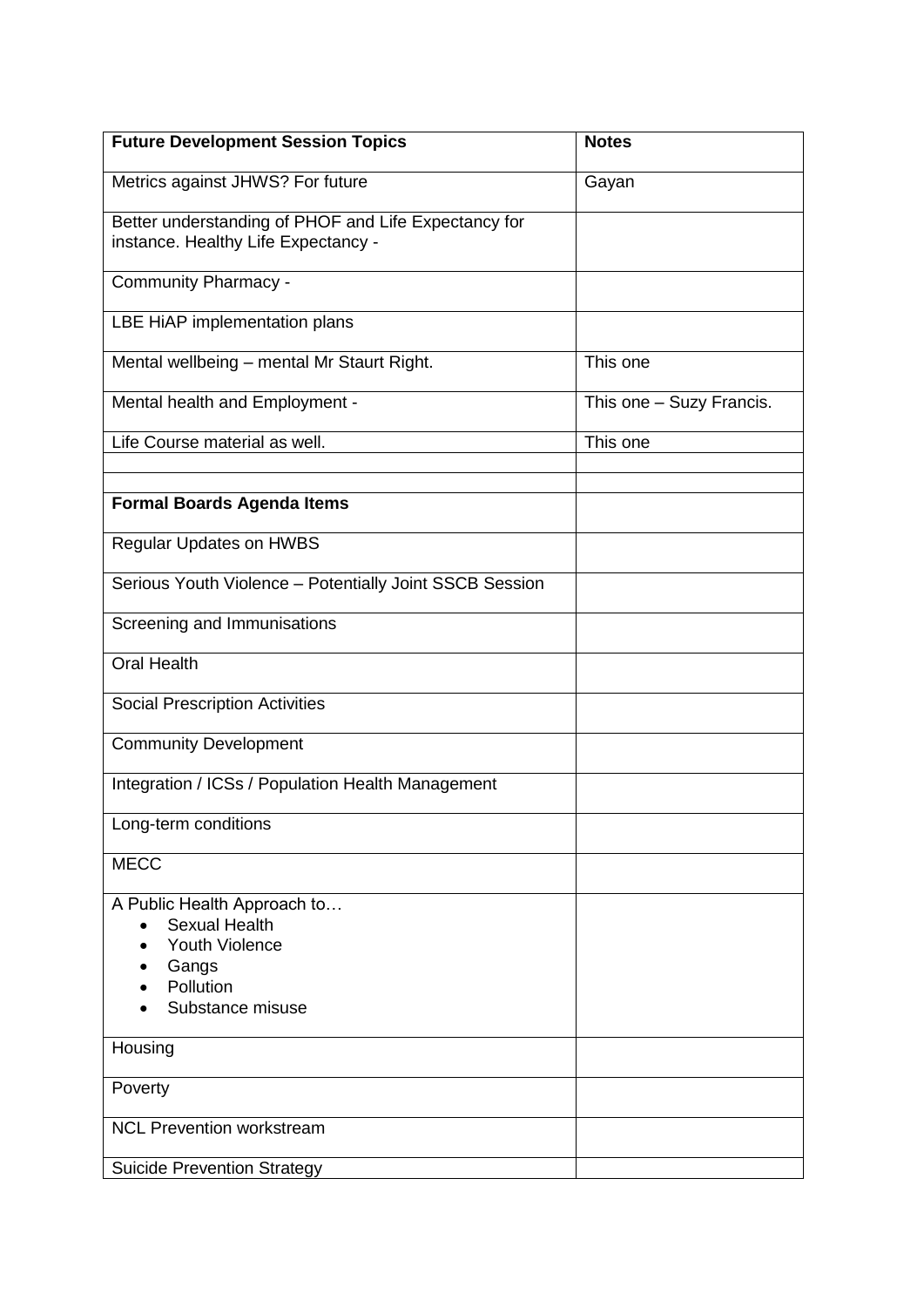| Future Development Session Topics | Notes |
|---|---|
| Metrics against JHWS? For future | Gayan |
| Better understanding of PHOF and Life Expectancy for instance. Healthy Life Expectancy - | |
| Community Pharmacy - | |
| LBE HiAP implementation plans | |
| Mental wellbeing – mental Mr Staurt Right. | This one |
| Mental health and Employment - | This one – Suzy Francis. |
| Life Course material as well. | This one |
| | |
| | |
| **Formal Boards Agenda Items** | |
| Regular Updates on HWBS | |
| Serious Youth Violence – Potentially Joint SSCB Session | |
| Screening and Immunisations | |
| Oral Health | |
| Social Prescription Activities | |
| Community Development | |
| Integration / ICSs / Population Health Management | |
| Long-term conditions | |
| MECC | |
| A Public Health Approach to… <br>• Sexual Health <br>• Youth Violence <br>• Gangs <br>• Pollution <br>• Substance misuse | |
| Housing | |
| Poverty | |
| NCL Prevention workstream | |
| Suicide Prevention Strategy | |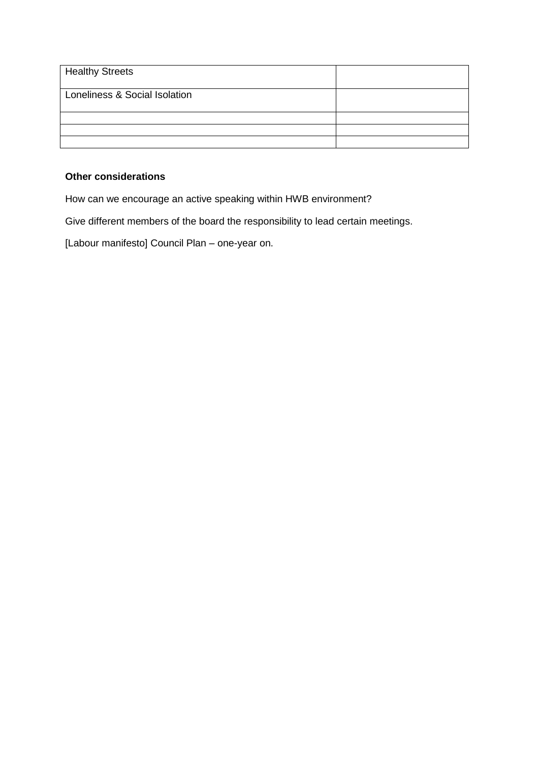| | |
|---|---|
| Healthy Streets | |
| Loneliness & Social Isolation | |
| | |
| | |
| | |

**Other considerations**

How can we encourage an active speaking within HWB environment?

Give different members of the board the responsibility to lead certain meetings.

[Labour manifesto] Council Plan – one-year on.